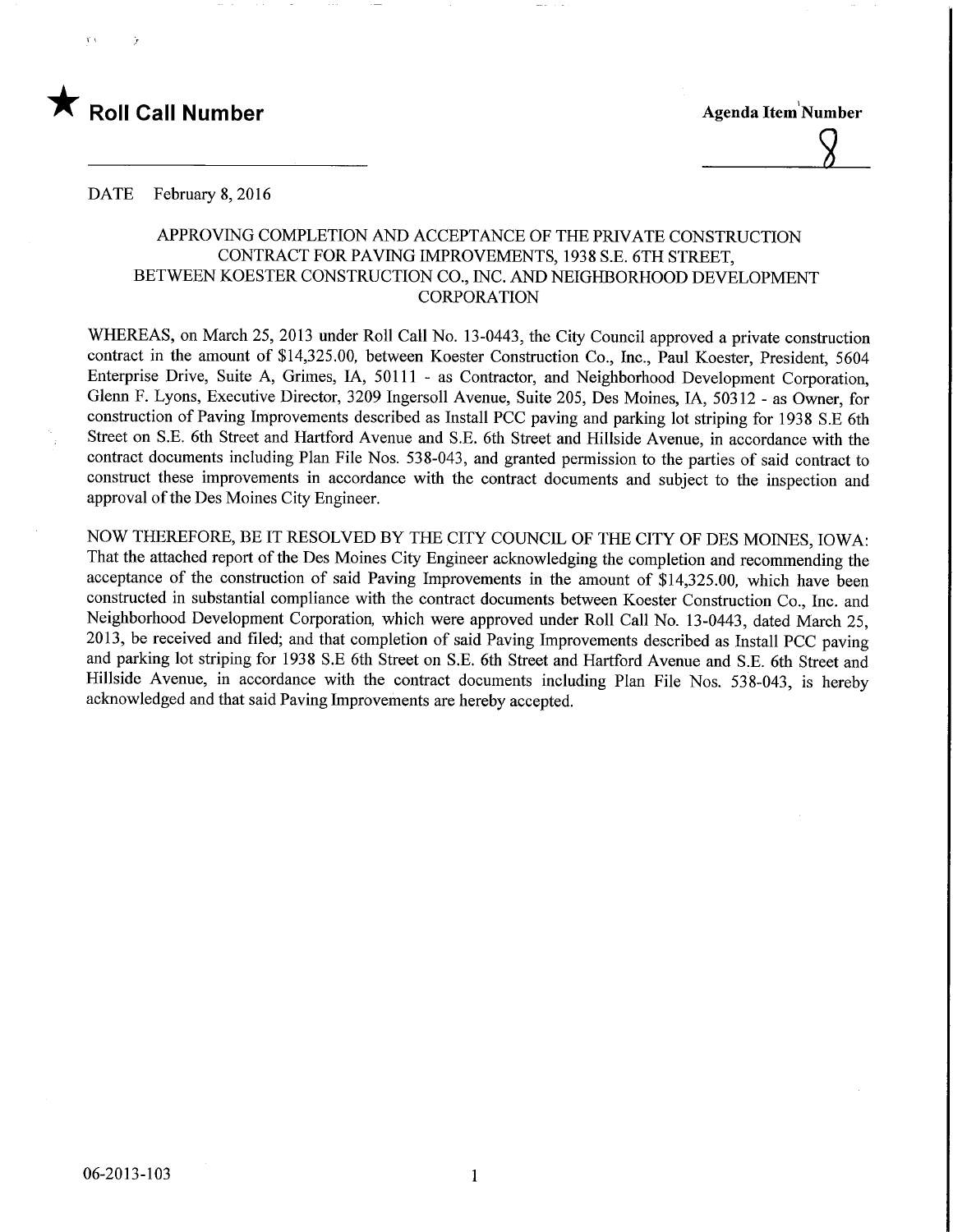★ **Roll Call Number**

**Agenda Item Number**

8

DATE February 8, 2016

APPROVING COMPLETION AND ACCEPTANCE OF THE PRIVATE CONSTRUCTION CONTRACT FOR PAVING IMPROVEMENTS, 1938 S.E. 6TH STREET, BETWEEN KOESTER CONSTRUCTION CO., INC. AND NEIGHBORHOOD DEVELOPMENT CORPORATION

WHEREAS, on March 25, 2013 under Roll Call No. 13-0443, the City Council approved a private construction contract in the amount of $14,325.00, between Koester Construction Co., Inc., Paul Koester, President, 5604 Enterprise Drive, Suite A, Grimes, IA, 50111 - as Contractor, and Neighborhood Development Corporation, Glenn F. Lyons, Executive Director, 3209 Ingersoll Avenue, Suite 205, Des Moines, IA, 50312 - as Owner, for construction of Paving Improvements described as Install PCC paving and parking lot striping for 1938 S.E 6th Street on S.E. 6th Street and Hartford Avenue and S.E. 6th Street and Hillside Avenue, in accordance with the contract documents including Plan File Nos. 538-043, and granted permission to the parties of said contract to construct these improvements in accordance with the contract documents and subject to the inspection and approval of the Des Moines City Engineer.

NOW THEREFORE, BE IT RESOLVED BY THE CITY COUNCIL OF THE CITY OF DES MOINES, IOWA: That the attached report of the Des Moines City Engineer acknowledging the completion and recommending the acceptance of the construction of said Paving Improvements in the amount of $14,325.00, which have been constructed in substantial compliance with the contract documents between Koester Construction Co., Inc. and Neighborhood Development Corporation, which were approved under Roll Call No. 13-0443, dated March 25, 2013, be received and filed; and that completion of said Paving Improvements described as Install PCC paving and parking lot striping for 1938 S.E 6th Street on S.E. 6th Street and Hartford Avenue and S.E. 6th Street and Hillside Avenue, in accordance with the contract documents including Plan File Nos. 538-043, is hereby acknowledged and that said Paving Improvements are hereby accepted.

06-2013-103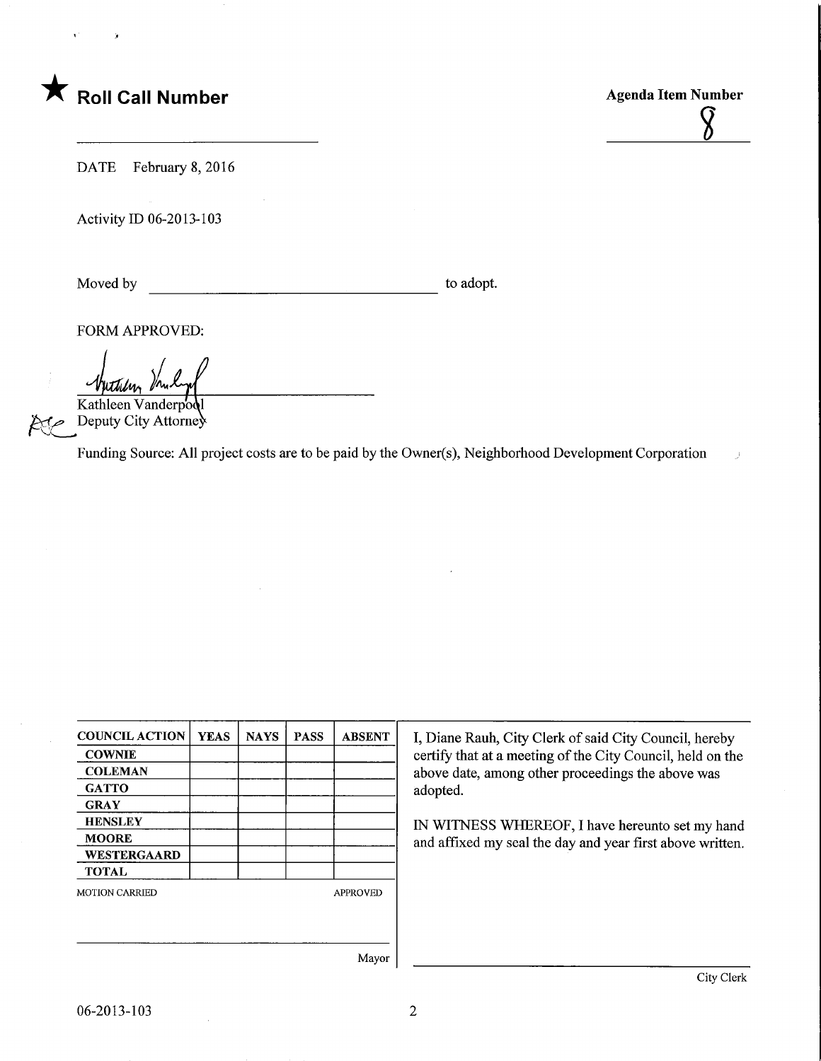★ **Roll Call Number**

**Agenda Item Number**

8

DATE February 8, 2016

Activity ID 06-2013-103

Moved by \_\_\_\_\_\_\_\_\_\_\_\_\_\_\_\_\_\_\_\_\_\_\_\_\_\_\_\_\_\_\_\_ to adopt.

FORM APPROVED:

Kathleen Vanderpool
Deputy City Attorney

Funding Source: All project costs are to be paid by the Owner(s), Neighborhood Development Corporation

| COUNCIL ACTION | YEAS | NAYS | PASS | ABSENT |
|---|---|---|---|---|
| COWNIE | | | | |
| COLEMAN | | | | |
| GATTO | | | | |
| GRAY | | | | |
| HENSLEY | | | | |
| MOORE | | | | |
| WESTERGAARD | | | | |
| TOTAL | | | | |

MOTION CARRIED APPROVED

\_\_\_\_\_\_\_\_\_\_\_\_\_\_\_\_\_\_\_\_\_\_\_\_\_\_\_\_\_\_\_\_
Mayor

I, Diane Rauh, City Clerk of said City Council, hereby certify that at a meeting of the City Council, held on the above date, among other proceedings the above was adopted.

IN WITNESS WHEREOF, I have hereunto set my hand and affixed my seal the day and year first above written.

\_\_\_\_\_\_\_\_\_\_\_\_\_\_\_\_\_\_\_\_\_\_\_\_\_\_\_\_\_\_\_\_
City Clerk

06-2013-103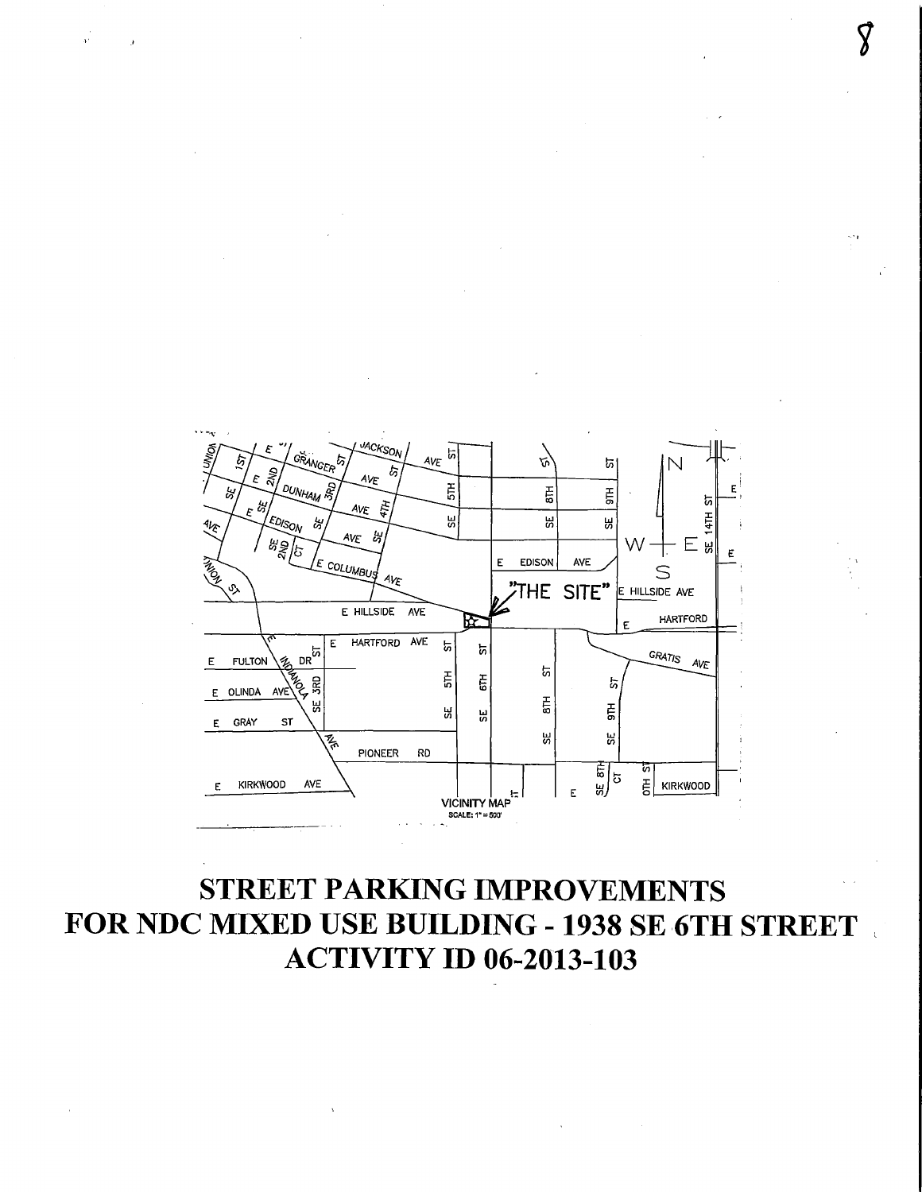VICINITY MAP
SCALE: 1" = 500'

# STREET PARKING IMPROVEMENTS FOR NDC MIXED USE BUILDING - 1938 SE 6TH STREET ACTIVITY ID 06-2013-103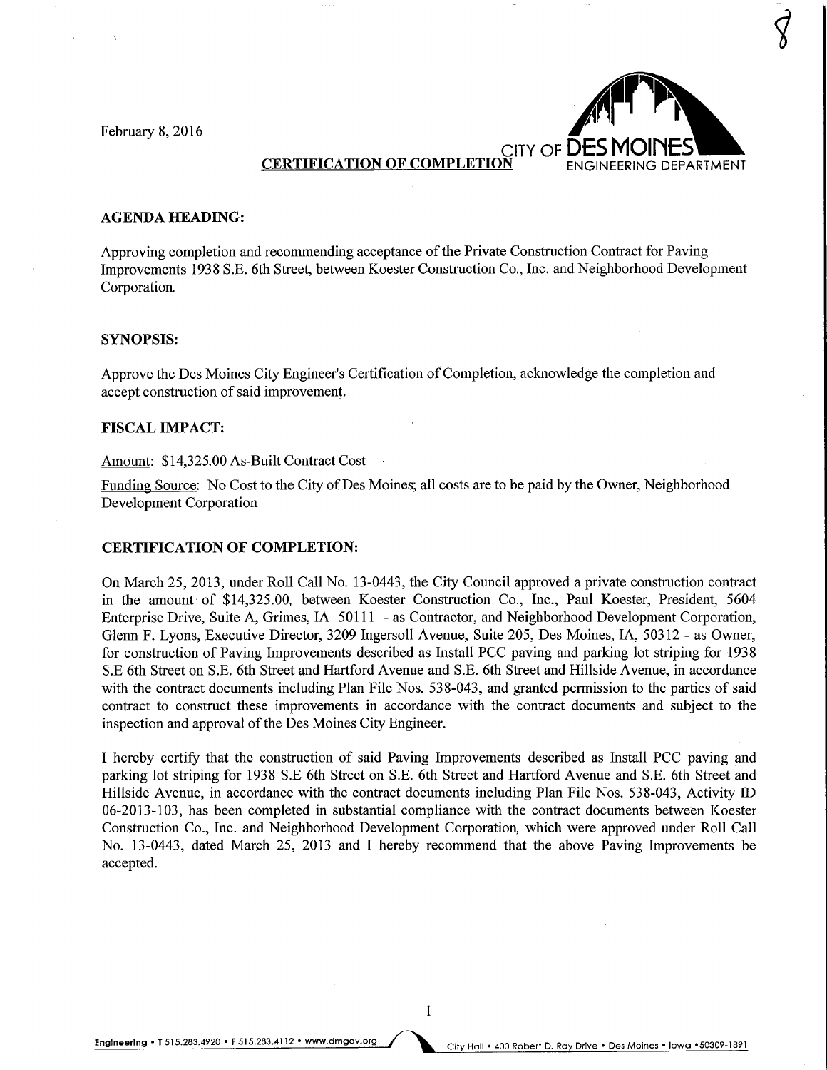February 8, 2016

CITY OF DES MOINES
ENGINEERING DEPARTMENT

**CERTIFICATION OF COMPLETION**

**AGENDA HEADING:**

Approving completion and recommending acceptance of the Private Construction Contract for Paving Improvements 1938 S.E. 6th Street, between Koester Construction Co., Inc. and Neighborhood Development Corporation.

**SYNOPSIS:**

Approve the Des Moines City Engineer's Certification of Completion, acknowledge the completion and accept construction of said improvement.

**FISCAL IMPACT:**

Amount: $14,325.00 As-Built Contract Cost

Funding Source: No Cost to the City of Des Moines; all costs are to be paid by the Owner, Neighborhood Development Corporation

**CERTIFICATION OF COMPLETION:**

On March 25, 2013, under Roll Call No. 13-0443, the City Council approved a private construction contract in the amount of $14,325.00, between Koester Construction Co., Inc., Paul Koester, President, 5604 Enterprise Drive, Suite A, Grimes, IA 50111 - as Contractor, and Neighborhood Development Corporation, Glenn F. Lyons, Executive Director, 3209 Ingersoll Avenue, Suite 205, Des Moines, IA, 50312 - as Owner, for construction of Paving Improvements described as Install PCC paving and parking lot striping for 1938 S.E 6th Street on S.E. 6th Street and Hartford Avenue and S.E. 6th Street and Hillside Avenue, in accordance with the contract documents including Plan File Nos. 538-043, and granted permission to the parties of said contract to construct these improvements in accordance with the contract documents and subject to the inspection and approval of the Des Moines City Engineer.

I hereby certify that the construction of said Paving Improvements described as Install PCC paving and parking lot striping for 1938 S.E 6th Street on S.E. 6th Street and Hartford Avenue and S.E. 6th Street and Hillside Avenue, in accordance with the contract documents including Plan File Nos. 538-043, Activity ID 06-2013-103, has been completed in substantial compliance with the contract documents between Koester Construction Co., Inc. and Neighborhood Development Corporation, which were approved under Roll Call No. 13-0443, dated March 25, 2013 and I hereby recommend that the above Paving Improvements be accepted.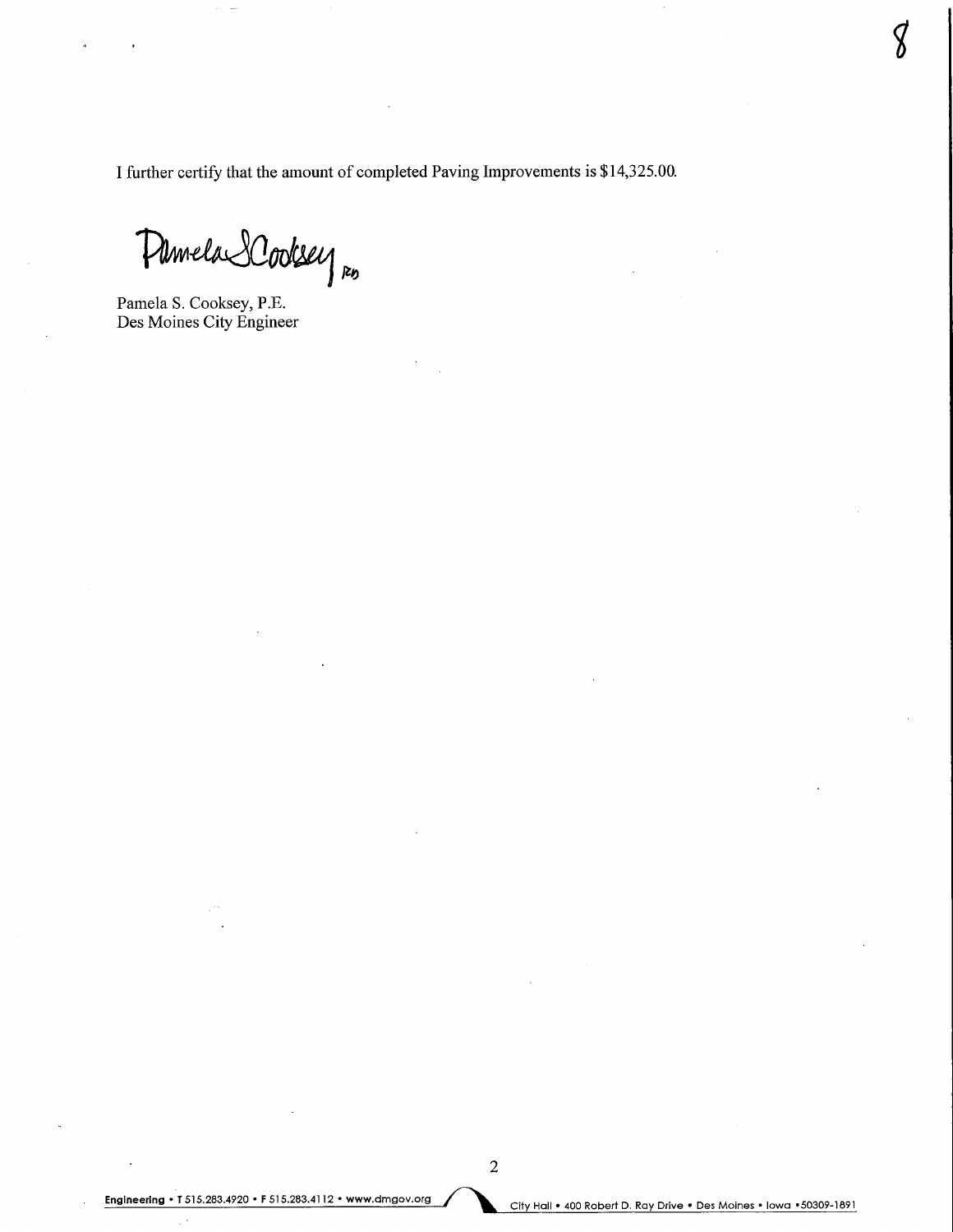I further certify that the amount of completed Paving Improvements is $14,325.00.

Pamela S. Cooksey, P.E.
Des Moines City Engineer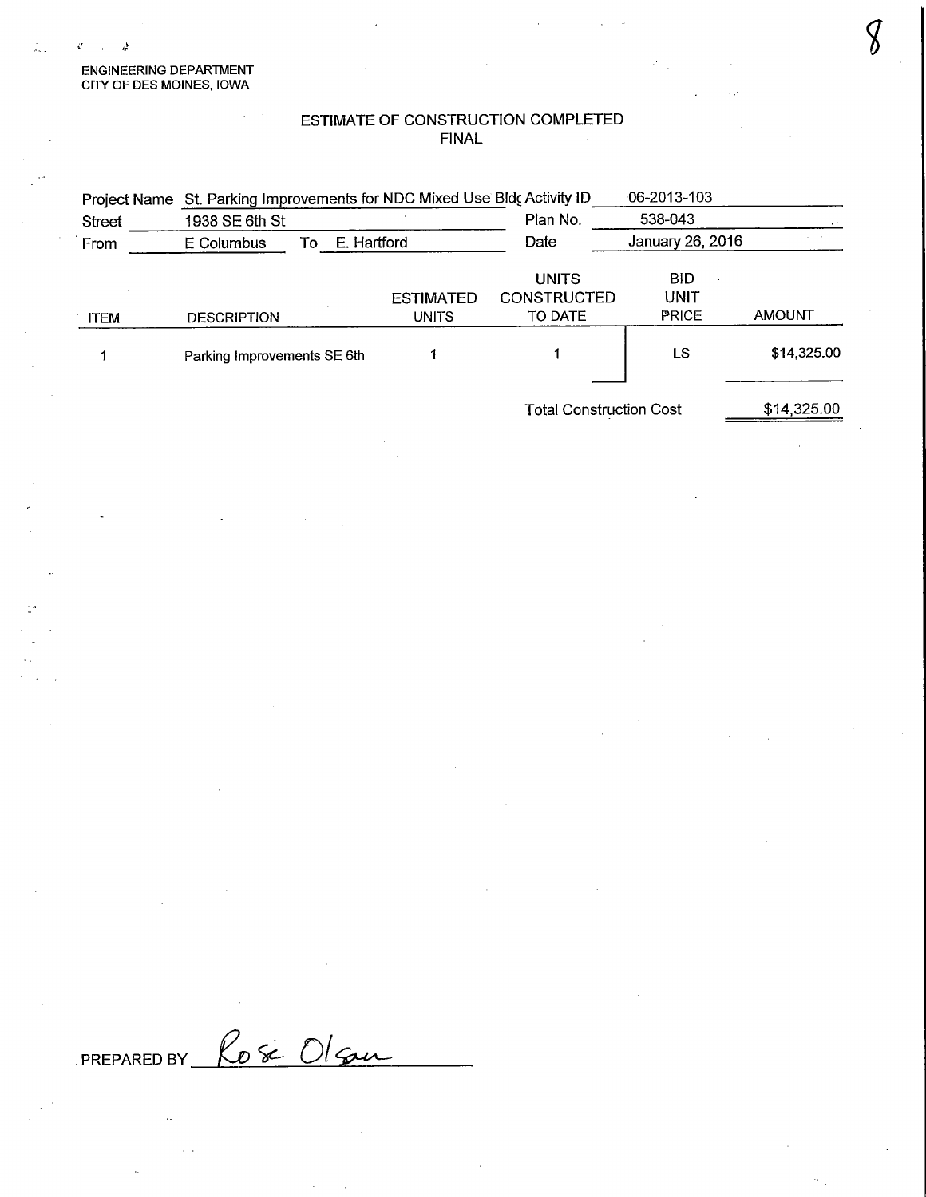ENGINEERING DEPARTMENT
CITY OF DES MOINES, IOWA

## ESTIMATE OF CONSTRUCTION COMPLETED
## FINAL

| | | | |
|---|---|---|---|
| Project Name | St. Parking Improvements for NDC Mixed Use Bldg | Activity ID | 06-2013-103 |
| Street | 1938 SE 6th St | Plan No. | 538-043 |
| From | E Columbus To E. Hartford | Date | January 26, 2016 |

| ITEM | DESCRIPTION | ESTIMATED UNITS | UNITS CONSTRUCTED TO DATE | BID UNIT PRICE | AMOUNT |
|---|---|---|---|---|---|
| 1 | Parking Improvements SE 6th | 1 | 1 | LS | $14,325.00 |
| | | | Total Construction Cost | | $14,325.00 |

PREPARED BY Rose Olson